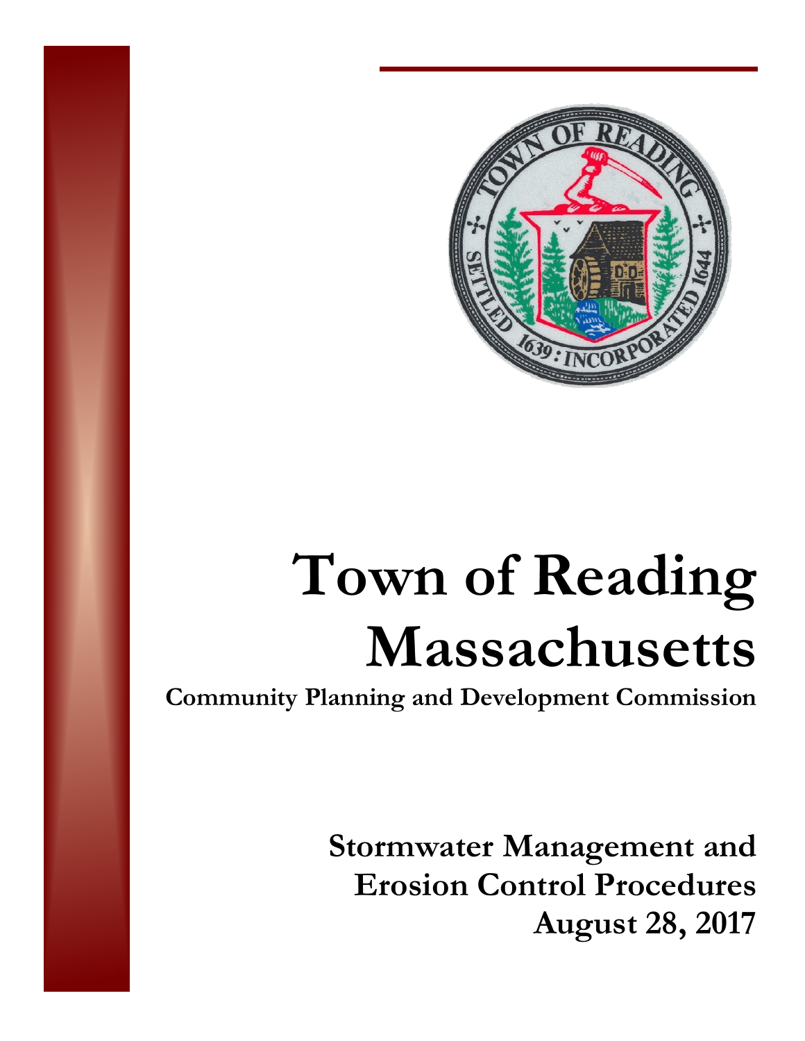# Town of Reading Massachusetts

**Community Planning and Development Commission**

## Stormwater Management and Erosion Control Procedures

## August 28, 2017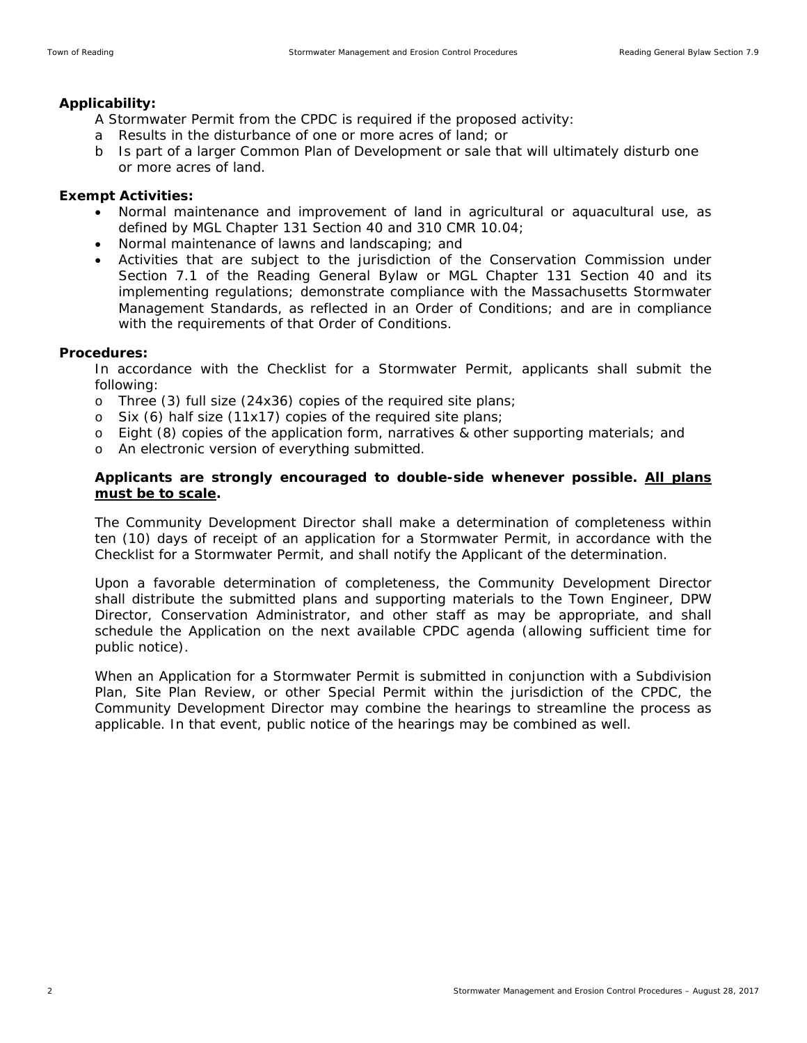**Applicability:**

A Stormwater Permit from the CPDC is required if the proposed activity:

a Results in the disturbance of one or more acres of land; or
b Is part of a larger Common Plan of Development or sale that will ultimately disturb one or more acres of land.

**Exempt Activities:**

- Normal maintenance and improvement of land in agricultural or aquacultural use, as defined by MGL Chapter 131 Section 40 and 310 CMR 10.04;
- Normal maintenance of lawns and landscaping; and
- Activities that are subject to the jurisdiction of the Conservation Commission under Section 7.1 of the Reading General Bylaw or MGL Chapter 131 Section 40 and its implementing regulations; demonstrate compliance with the Massachusetts Stormwater Management Standards, as reflected in an Order of Conditions; and are in compliance with the requirements of that Order of Conditions.

**Procedures:**

In accordance with the Checklist for a Stormwater Permit, applicants shall submit the following:

- Three (3) full size (24x36) copies of the required site plans;
- Six (6) half size (11x17) copies of the required site plans;
- Eight (8) copies of the application form, narratives & other supporting materials; and
- An electronic version of everything submitted.

**Applicants are strongly encouraged to double-side whenever possible. <u>All plans must be to scale</u>.**

The Community Development Director shall make a determination of completeness within ten (10) days of receipt of an application for a Stormwater Permit, in accordance with the Checklist for a Stormwater Permit, and shall notify the Applicant of the determination.

Upon a favorable determination of completeness, the Community Development Director shall distribute the submitted plans and supporting materials to the Town Engineer, DPW Director, Conservation Administrator, and other staff as may be appropriate, and shall schedule the Application on the next available CPDC agenda (allowing sufficient time for public notice).

When an Application for a Stormwater Permit is submitted in conjunction with a Subdivision Plan, Site Plan Review, or other Special Permit within the jurisdiction of the CPDC, the Community Development Director may combine the hearings to streamline the process as applicable. In that event, public notice of the hearings may be combined as well.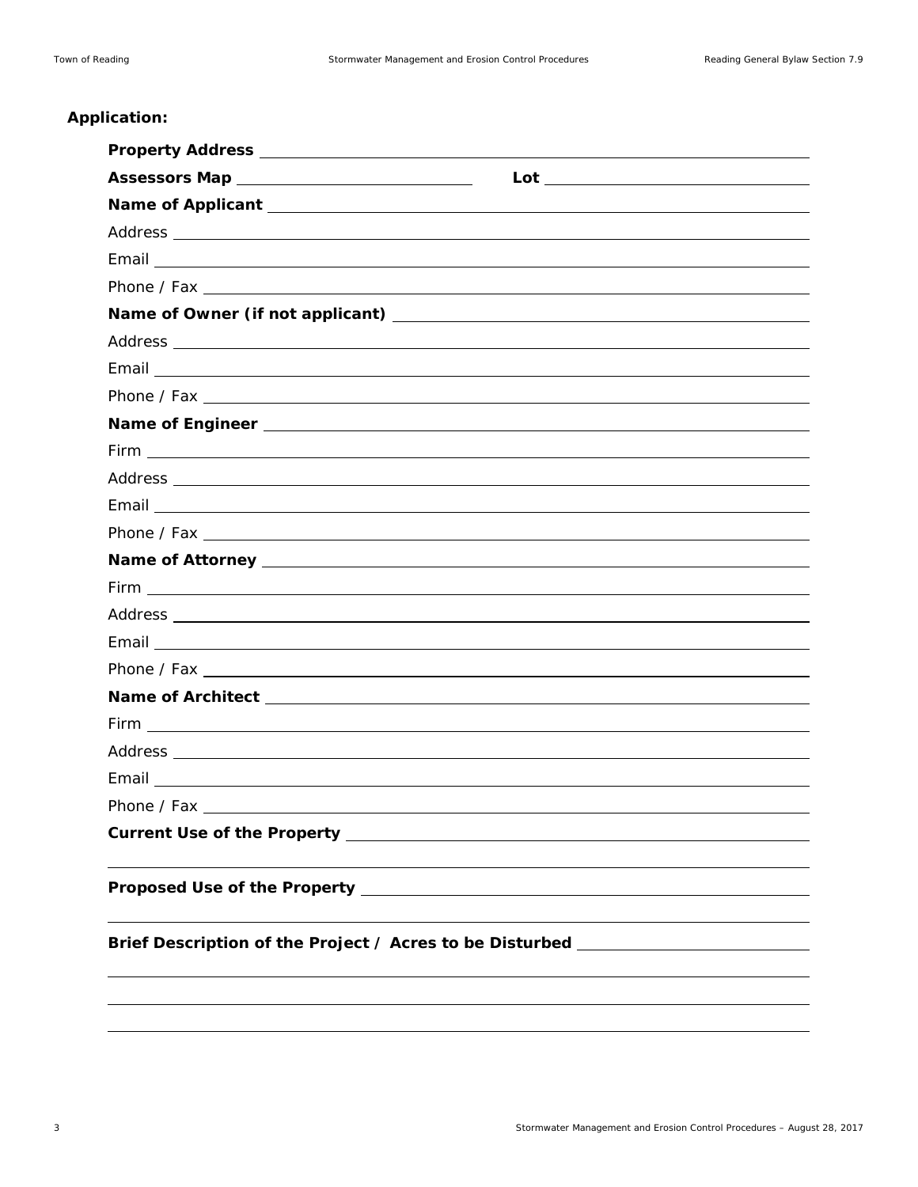**Application:**

**Property Address** \_\_\_\_\_\_\_\_\_\_\_\_\_\_\_\_\_\_\_\_\_\_\_\_\_\_\_\_\_\_\_\_\_\_\_\_\_\_\_\_

**Assessors Map** \_\_\_\_\_\_\_\_\_\_\_\_\_\_\_\_\_\_\_\_ **Lot** \_\_\_\_\_\_\_\_\_\_\_\_\_\_\_\_\_\_\_\_

**Name of Applicant** \_\_\_\_\_\_\_\_\_\_\_\_\_\_\_\_\_\_\_\_\_\_\_\_\_\_\_\_\_\_\_\_\_\_\_\_\_\_\_\_

Address \_\_\_\_\_\_\_\_\_\_\_\_\_\_\_\_\_\_\_\_\_\_\_\_\_\_\_\_\_\_\_\_\_\_\_\_\_\_\_\_

Email \_\_\_\_\_\_\_\_\_\_\_\_\_\_\_\_\_\_\_\_\_\_\_\_\_\_\_\_\_\_\_\_\_\_\_\_\_\_\_\_

Phone / Fax \_\_\_\_\_\_\_\_\_\_\_\_\_\_\_\_\_\_\_\_\_\_\_\_\_\_\_\_\_\_\_\_\_\_\_\_\_\_\_\_

**Name of Owner (if not applicant)** \_\_\_\_\_\_\_\_\_\_\_\_\_\_\_\_\_\_\_\_\_\_\_\_\_\_\_\_\_\_\_\_\_\_\_\_\_\_\_\_

Address \_\_\_\_\_\_\_\_\_\_\_\_\_\_\_\_\_\_\_\_\_\_\_\_\_\_\_\_\_\_\_\_\_\_\_\_\_\_\_\_

Email \_\_\_\_\_\_\_\_\_\_\_\_\_\_\_\_\_\_\_\_\_\_\_\_\_\_\_\_\_\_\_\_\_\_\_\_\_\_\_\_

Phone / Fax \_\_\_\_\_\_\_\_\_\_\_\_\_\_\_\_\_\_\_\_\_\_\_\_\_\_\_\_\_\_\_\_\_\_\_\_\_\_\_\_

**Name of Engineer** \_\_\_\_\_\_\_\_\_\_\_\_\_\_\_\_\_\_\_\_\_\_\_\_\_\_\_\_\_\_\_\_\_\_\_\_\_\_\_\_

Firm \_\_\_\_\_\_\_\_\_\_\_\_\_\_\_\_\_\_\_\_\_\_\_\_\_\_\_\_\_\_\_\_\_\_\_\_\_\_\_\_

Address \_\_\_\_\_\_\_\_\_\_\_\_\_\_\_\_\_\_\_\_\_\_\_\_\_\_\_\_\_\_\_\_\_\_\_\_\_\_\_\_

Email \_\_\_\_\_\_\_\_\_\_\_\_\_\_\_\_\_\_\_\_\_\_\_\_\_\_\_\_\_\_\_\_\_\_\_\_\_\_\_\_

Phone / Fax \_\_\_\_\_\_\_\_\_\_\_\_\_\_\_\_\_\_\_\_\_\_\_\_\_\_\_\_\_\_\_\_\_\_\_\_\_\_\_\_

**Name of Attorney** \_\_\_\_\_\_\_\_\_\_\_\_\_\_\_\_\_\_\_\_\_\_\_\_\_\_\_\_\_\_\_\_\_\_\_\_\_\_\_\_

Firm \_\_\_\_\_\_\_\_\_\_\_\_\_\_\_\_\_\_\_\_\_\_\_\_\_\_\_\_\_\_\_\_\_\_\_\_\_\_\_\_

Address \_\_\_\_\_\_\_\_\_\_\_\_\_\_\_\_\_\_\_\_\_\_\_\_\_\_\_\_\_\_\_\_\_\_\_\_\_\_\_\_

Email \_\_\_\_\_\_\_\_\_\_\_\_\_\_\_\_\_\_\_\_\_\_\_\_\_\_\_\_\_\_\_\_\_\_\_\_\_\_\_\_

Phone / Fax \_\_\_\_\_\_\_\_\_\_\_\_\_\_\_\_\_\_\_\_\_\_\_\_\_\_\_\_\_\_\_\_\_\_\_\_\_\_\_\_

**Name of Architect** \_\_\_\_\_\_\_\_\_\_\_\_\_\_\_\_\_\_\_\_\_\_\_\_\_\_\_\_\_\_\_\_\_\_\_\_\_\_\_\_

Firm \_\_\_\_\_\_\_\_\_\_\_\_\_\_\_\_\_\_\_\_\_\_\_\_\_\_\_\_\_\_\_\_\_\_\_\_\_\_\_\_

Address \_\_\_\_\_\_\_\_\_\_\_\_\_\_\_\_\_\_\_\_\_\_\_\_\_\_\_\_\_\_\_\_\_\_\_\_\_\_\_\_

Email \_\_\_\_\_\_\_\_\_\_\_\_\_\_\_\_\_\_\_\_\_\_\_\_\_\_\_\_\_\_\_\_\_\_\_\_\_\_\_\_

Phone / Fax \_\_\_\_\_\_\_\_\_\_\_\_\_\_\_\_\_\_\_\_\_\_\_\_\_\_\_\_\_\_\_\_\_\_\_\_\_\_\_\_

**Current Use of the Property** \_\_\_\_\_\_\_\_\_\_\_\_\_\_\_\_\_\_\_\_\_\_\_\_\_\_\_\_\_\_\_\_\_\_\_\_\_\_\_\_

\_\_\_\_\_\_\_\_\_\_\_\_\_\_\_\_\_\_\_\_\_\_\_\_\_\_\_\_\_\_\_\_\_\_\_\_\_\_\_\_\_\_\_\_\_\_\_\_\_\_\_\_\_\_\_\_\_\_\_\_

**Proposed Use of the Property** \_\_\_\_\_\_\_\_\_\_\_\_\_\_\_\_\_\_\_\_\_\_\_\_\_\_\_\_\_\_\_\_\_\_\_\_\_\_\_\_

\_\_\_\_\_\_\_\_\_\_\_\_\_\_\_\_\_\_\_\_\_\_\_\_\_\_\_\_\_\_\_\_\_\_\_\_\_\_\_\_\_\_\_\_\_\_\_\_\_\_\_\_\_\_\_\_\_\_\_\_

**Brief Description of the Project / Acres to be Disturbed** \_\_\_\_\_\_\_\_\_\_\_\_\_\_\_\_\_\_\_\_

\_\_\_\_\_\_\_\_\_\_\_\_\_\_\_\_\_\_\_\_\_\_\_\_\_\_\_\_\_\_\_\_\_\_\_\_\_\_\_\_\_\_\_\_\_\_\_\_\_\_\_\_\_\_\_\_\_\_\_\_

\_\_\_\_\_\_\_\_\_\_\_\_\_\_\_\_\_\_\_\_\_\_\_\_\_\_\_\_\_\_\_\_\_\_\_\_\_\_\_\_\_\_\_\_\_\_\_\_\_\_\_\_\_\_\_\_\_\_\_\_

\_\_\_\_\_\_\_\_\_\_\_\_\_\_\_\_\_\_\_\_\_\_\_\_\_\_\_\_\_\_\_\_\_\_\_\_\_\_\_\_\_\_\_\_\_\_\_\_\_\_\_\_\_\_\_\_\_\_\_\_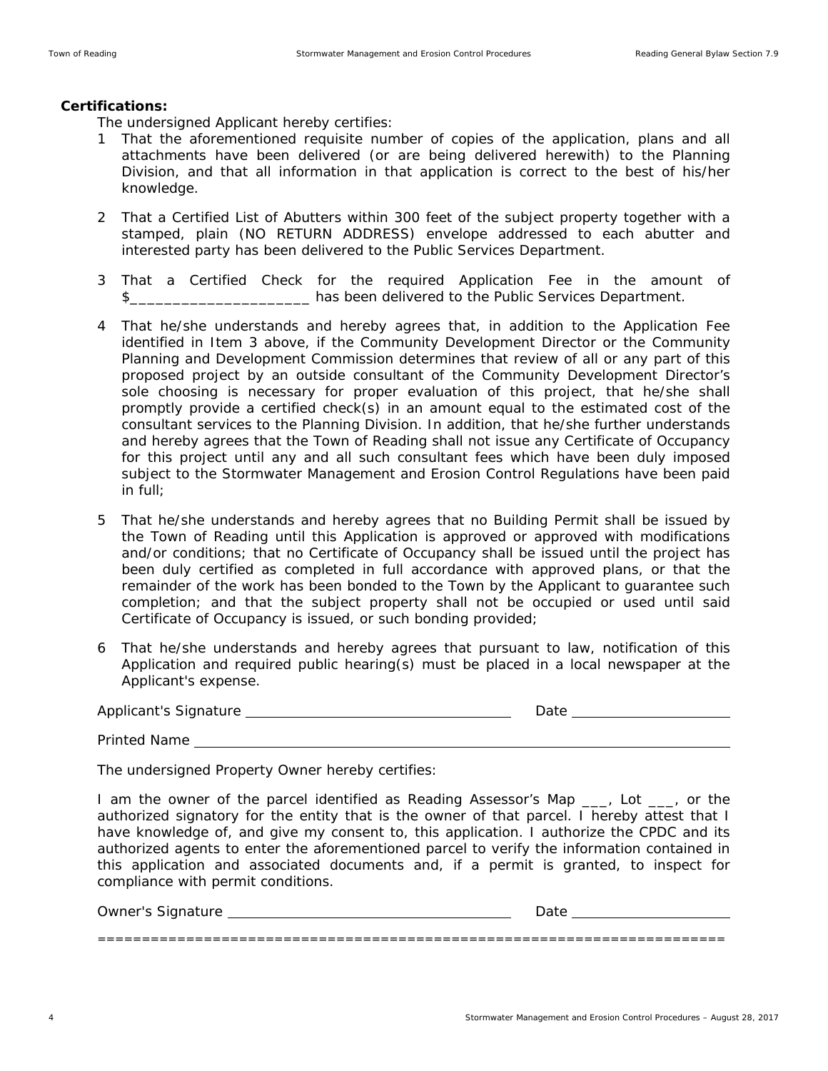**Certifications:**

The undersigned Applicant hereby certifies:

1. That the aforementioned requisite number of copies of the application, plans and all attachments have been delivered (or are being delivered herewith) to the Planning Division, and that all information in that application is correct to the best of his/her knowledge.

2. That a Certified List of Abutters within 300 feet of the subject property together with a stamped, plain (NO RETURN ADDRESS) envelope addressed to each abutter and interested party has been delivered to the Public Services Department.

3. That a Certified Check for the required Application Fee in the amount of $______________________ has been delivered to the Public Services Department.

4. That he/she understands and hereby agrees that, in addition to the Application Fee identified in Item 3 above, if the Community Development Director or the Community Planning and Development Commission determines that review of all or any part of this proposed project by an outside consultant of the Community Development Director's sole choosing is necessary for proper evaluation of this project, that he/she shall promptly provide a certified check(s) in an amount equal to the estimated cost of the consultant services to the Planning Division. In addition, that he/she further understands and hereby agrees that the Town of Reading shall not issue any Certificate of Occupancy for this project until any and all such consultant fees which have been duly imposed subject to the Stormwater Management and Erosion Control Regulations have been paid in full;

5. That he/she understands and hereby agrees that no Building Permit shall be issued by the Town of Reading until this Application is approved or approved with modifications and/or conditions; that no Certificate of Occupancy shall be issued until the project has been duly certified as completed in full accordance with approved plans, or that the remainder of the work has been bonded to the Town by the Applicant to guarantee such completion; and that the subject property shall not be occupied or used until said Certificate of Occupancy is issued, or such bonding provided;

6. That he/she understands and hereby agrees that pursuant to law, notification of this Application and required public hearing(s) must be placed in a local newspaper at the Applicant's expense.

Applicant's Signature ______________________________ Date ____________________

Printed Name ______________________________________________________________

The undersigned Property Owner hereby certifies:

I am the owner of the parcel identified as Reading Assessor's Map ___, Lot ___, or the authorized signatory for the entity that is the owner of that parcel. I hereby attest that I have knowledge of, and give my consent to, this application. I authorize the CPDC and its authorized agents to enter the aforementioned parcel to verify the information contained in this application and associated documents and, if a permit is granted, to inspect for compliance with permit conditions.

Owner's Signature ______________________________ Date ____________________

======================================================================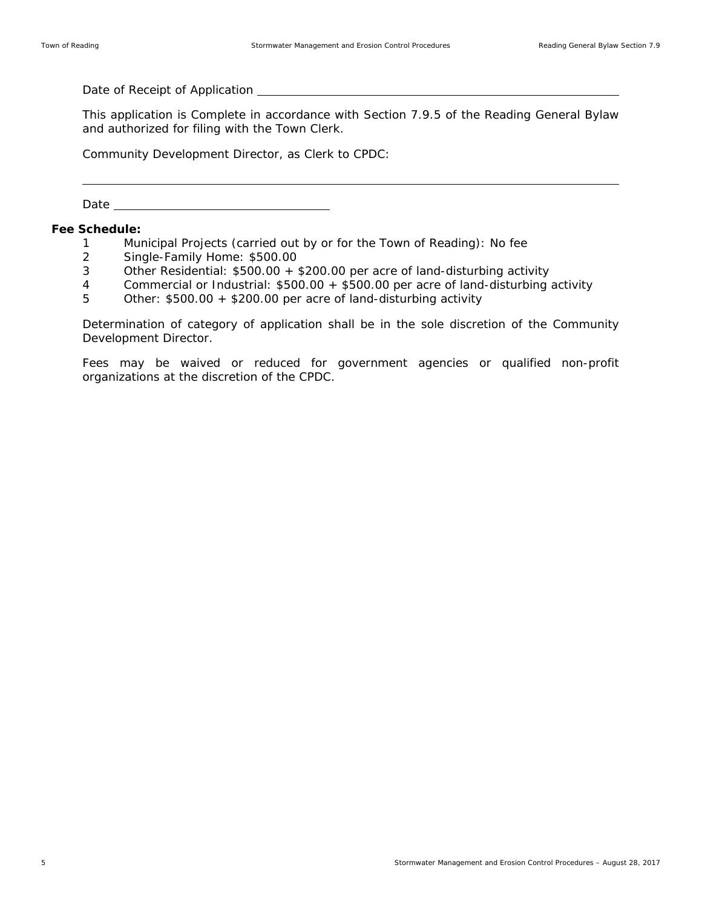Date of Receipt of Application ______________________________

This application is Complete in accordance with Section 7.9.5 of the Reading General Bylaw and authorized for filing with the Town Clerk.

Community Development Director, as Clerk to CPDC:

______________________________

Date ______________________________

**Fee Schedule:**

1. Municipal Projects (carried out by or for the Town of Reading): No fee
2. Single-Family Home: $500.00
3. Other Residential: $500.00 + $200.00 per acre of land-disturbing activity
4. Commercial or Industrial: $500.00 + $500.00 per acre of land-disturbing activity
5. Other: $500.00 + $200.00 per acre of land-disturbing activity

Determination of category of application shall be in the sole discretion of the Community Development Director.

Fees may be waived or reduced for government agencies or qualified non-profit organizations at the discretion of the CPDC.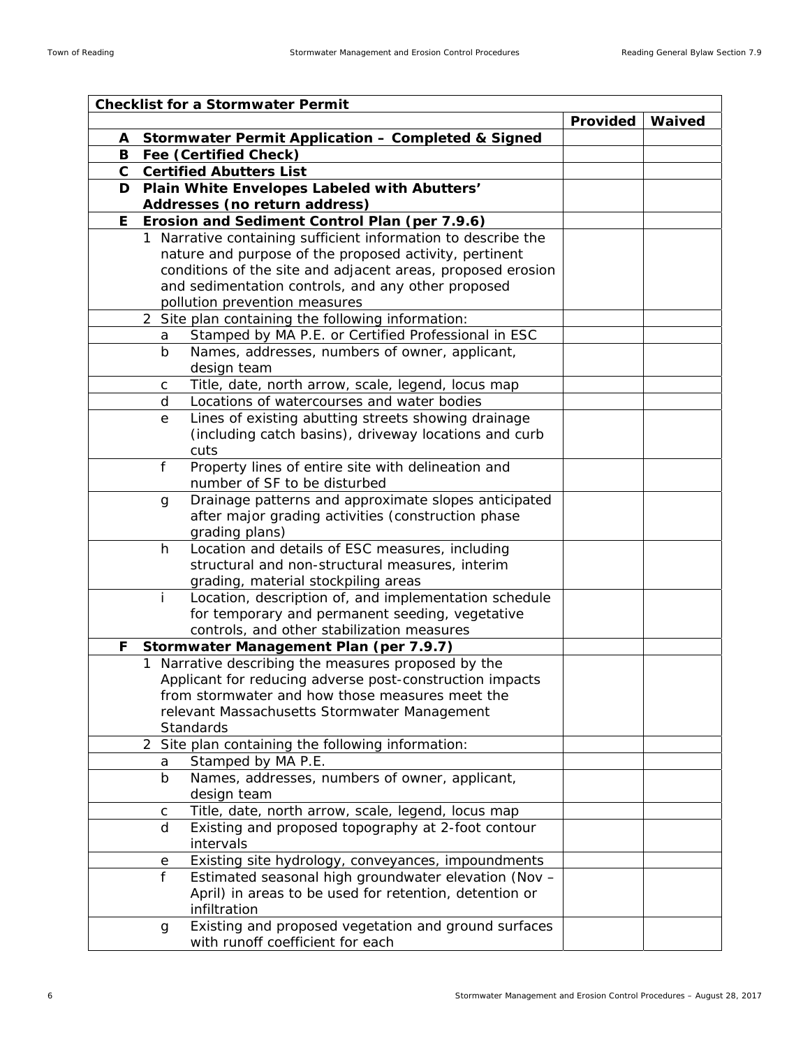| Checklist for a Stormwater Permit | | | |
|---|---|---|---|
| | | **Provided** | **Waived** |
| **A** | **Stormwater Permit Application – Completed & Signed** | | |
| **B** | **Fee (Certified Check)** | | |
| **C** | **Certified Abutters List** | | |
| **D** | **Plain White Envelopes Labeled with Abutters' Addresses (no return address)** | | |
| **E** | **Erosion and Sediment Control Plan (per 7.9.6)** | | |
| | 1 Narrative containing sufficient information to describe the nature and purpose of the proposed activity, pertinent conditions of the site and adjacent areas, proposed erosion and sedimentation controls, and any other proposed pollution prevention measures | | |
| | 2 Site plan containing the following information: | | |
| | a Stamped by MA P.E. or Certified Professional in ESC | | |
| | b Names, addresses, numbers of owner, applicant, design team | | |
| | c Title, date, north arrow, scale, legend, locus map | | |
| | d Locations of watercourses and water bodies | | |
| | e Lines of existing abutting streets showing drainage (including catch basins), driveway locations and curb cuts | | |
| | f Property lines of entire site with delineation and number of SF to be disturbed | | |
| | g Drainage patterns and approximate slopes anticipated after major grading activities (construction phase grading plans) | | |
| | h Location and details of ESC measures, including structural and non-structural measures, interim grading, material stockpiling areas | | |
| | i Location, description of, and implementation schedule for temporary and permanent seeding, vegetative controls, and other stabilization measures | | |
| **F** | **Stormwater Management Plan (per 7.9.7)** | | |
| | 1 Narrative describing the measures proposed by the Applicant for reducing adverse post-construction impacts from stormwater and how those measures meet the relevant Massachusetts Stormwater Management Standards | | |
| | 2 Site plan containing the following information: | | |
| | a Stamped by MA P.E. | | |
| | b Names, addresses, numbers of owner, applicant, design team | | |
| | c Title, date, north arrow, scale, legend, locus map | | |
| | d Existing and proposed topography at 2-foot contour intervals | | |
| | e Existing site hydrology, conveyances, impoundments | | |
| | f Estimated seasonal high groundwater elevation (Nov – April) in areas to be used for retention, detention or infiltration | | |
| | g Existing and proposed vegetation and ground surfaces with runoff coefficient for each | | |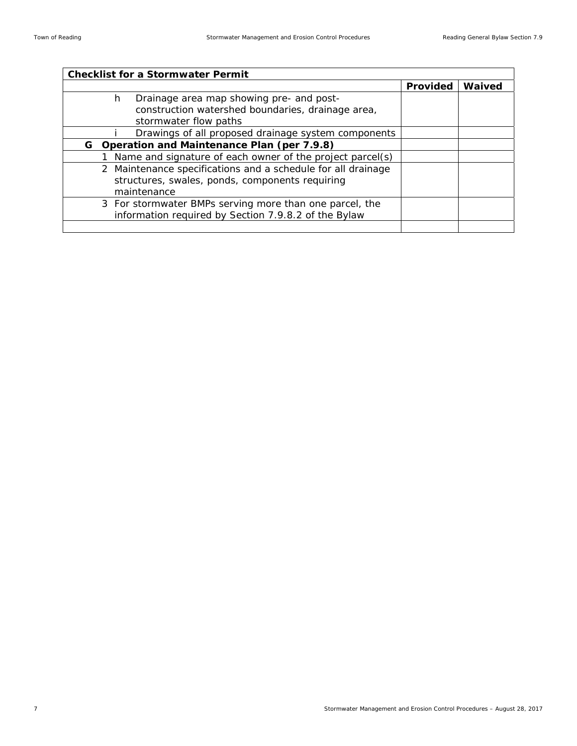| Checklist for a Stormwater Permit | | |
|---|---|---|
| | **Provided** | **Waived** |
| h Drainage area map showing pre- and post-construction watershed boundaries, drainage area, stormwater flow paths | | |
| i Drawings of all proposed drainage system components | | |
| **G Operation and Maintenance Plan (per 7.9.8)** | | |
| 1 Name and signature of each owner of the project parcel(s) | | |
| 2 Maintenance specifications and a schedule for all drainage structures, swales, ponds, components requiring maintenance | | |
| 3 For stormwater BMPs serving more than one parcel, the information required by Section 7.9.8.2 of the Bylaw | | |
| | | |